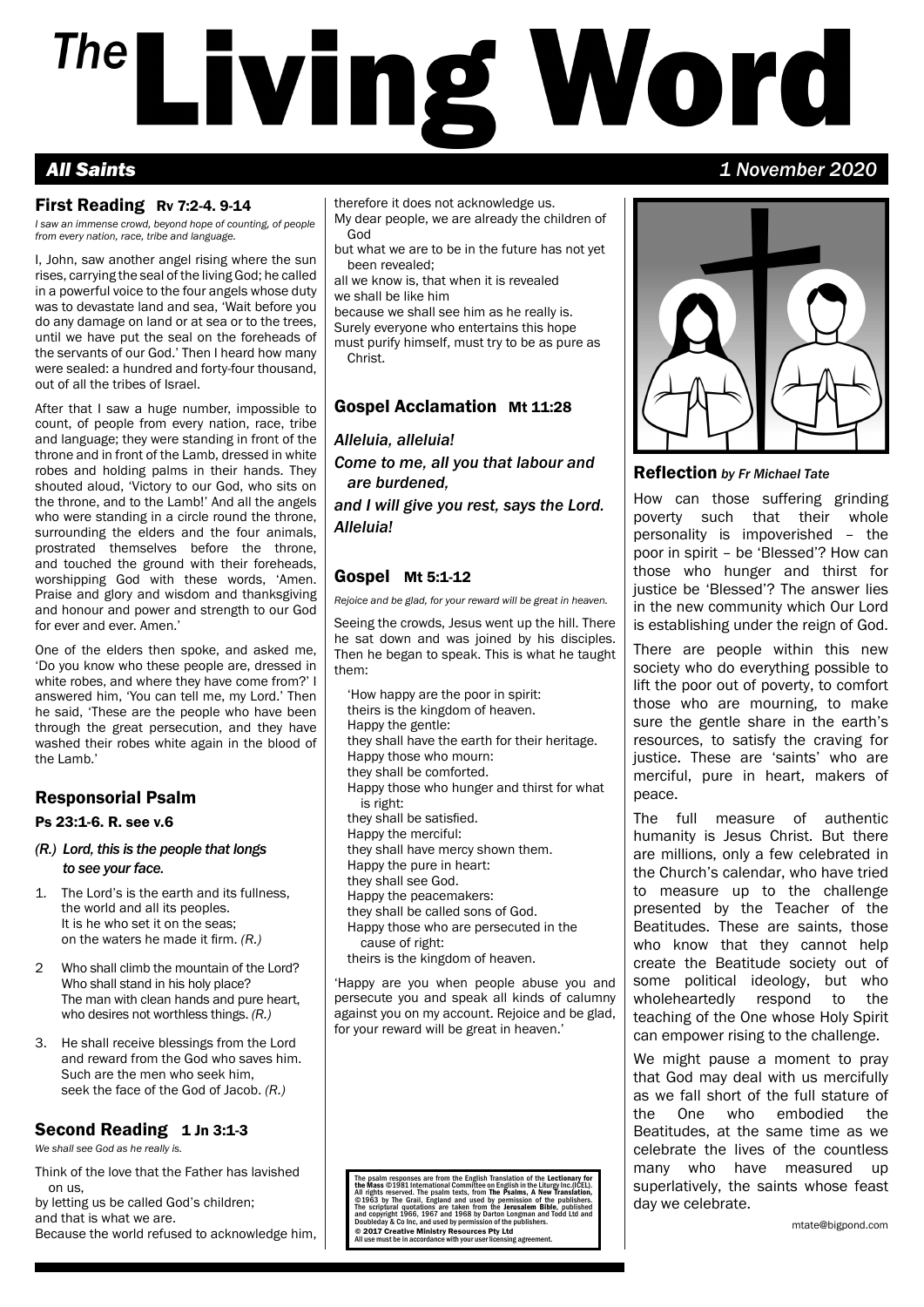# The Living Word

*All Saints* — *1 November 2020*

## First Reading Rv 7:2-4. 9-14

*I saw an immense crowd, beyond hope of counting, of people from every nation, race, tribe and language.*

I, John, saw another angel rising where the sun rises, carrying the seal of the living God; he called in a powerful voice to the four angels whose duty was to devastate land and sea, 'Wait before you do any damage on land or at sea or to the trees, until we have put the seal on the foreheads of the servants of our God.' Then I heard how many were sealed: a hundred and forty-four thousand, out of all the tribes of Israel.

After that I saw a huge number, impossible to count, of people from every nation, race, tribe and language; they were standing in front of the throne and in front of the Lamb, dressed in white robes and holding palms in their hands. They shouted aloud, 'Victory to our God, who sits on the throne, and to the Lamb!' And all the angels who were standing in a circle round the throne, surrounding the elders and the four animals, prostrated themselves before the throne, and touched the ground with their foreheads, worshipping God with these words, 'Amen. Praise and glory and wisdom and thanksgiving and honour and power and strength to our God for ever and ever. Amen.'

One of the elders then spoke, and asked me, 'Do you know who these people are, dressed in white robes, and where they have come from?' I answered him, 'You can tell me, my Lord.' Then he said, 'These are the people who have been through the great persecution, and they have washed their robes white again in the blood of the Lamb.'

## Responsorial Psalm

### Ps 23:1-6. R. see v.6

*(R.) Lord, this is the people that longs to see your face.*

1. The Lord's is the earth and its fullness, the world and all its peoples. It is he who set it on the seas; on the waters he made it firm. *(R.)*

2. Who shall climb the mountain of the Lord? Who shall stand in his holy place? The man with clean hands and pure heart, who desires not worthless things. *(R.)*

3. He shall receive blessings from the Lord and reward from the God who saves him. Such are the men who seek him, seek the face of the God of Jacob. *(R.)*

## Second Reading 1 Jn 3:1-3

*We shall see God as he really is.*

Think of the love that the Father has lavished on us,
by letting us be called God's children;
and that is what we are.
Because the world refused to acknowledge him,
therefore it does not acknowledge us.
My dear people, we are already the children of God
but what we are to be in the future has not yet been revealed;
all we know is, that when it is revealed
we shall be like him
because we shall see him as he really is.
Surely everyone who entertains this hope
must purify himself, must try to be as pure as Christ.

## Gospel Acclamation Mt 11:28

*Alleluia, alleluia!*
*Come to me, all you that labour and are burdened,*
*and I will give you rest, says the Lord.*
*Alleluia!*

## Gospel Mt 5:1-12

*Rejoice and be glad, for your reward will be great in heaven.*

Seeing the crowds, Jesus went up the hill. There he sat down and was joined by his disciples. Then he began to speak. This is what he taught them:

'How happy are the poor in spirit:
theirs is the kingdom of heaven.
Happy the gentle:
they shall have the earth for their heritage.
Happy those who mourn:
they shall be comforted.
Happy those who hunger and thirst for what is right:
they shall be satisfied.
Happy the merciful:
they shall have mercy shown them.
Happy the pure in heart:
they shall see God.
Happy the peacemakers:
they shall be called sons of God.
Happy those who are persecuted in the cause of right:
theirs is the kingdom of heaven.

'Happy are you when people abuse you and persecute you and speak all kinds of calumny against you on my account. Rejoice and be glad, for your reward will be great in heaven.'

The psalm responses are from the English Translation of the **Lectionary for the Mass** ©1981 International Committee on English in the Liturgy Inc.(ICEL). All rights reserved. The psalm texts, from **The Psalms, A New Translation**, ©1963 by The Grail, England and used by permission of the publishers. The scriptural quotations are taken from the **Jerusalem Bible**, published and copyright 1966, 1967 and 1968 by Darton Longman and Todd Ltd and Doubleday & Co Inc, and used by permission of the publishers.
**© 2017 Creative Ministry Resources Pty Ltd**
All use must be in accordance with your user licensing agreement.

## Reflection *by Fr Michael Tate*

How can those suffering grinding poverty such that their whole personality is impoverished – the poor in spirit – be 'Blessed'? How can those who hunger and thirst for justice be 'Blessed'? The answer lies in the new community which Our Lord is establishing under the reign of God.

There are people within this new society who do everything possible to lift the poor out of poverty, to comfort those who are mourning, to make sure the gentle share in the earth's resources, to satisfy the craving for justice. These are 'saints' who are merciful, pure in heart, makers of peace.

The full measure of authentic humanity is Jesus Christ. But there are millions, only a few celebrated in the Church's calendar, who have tried to measure up to the challenge presented by the Teacher of the Beatitudes. These are saints, those who know that they cannot help create the Beatitude society out of some political ideology, but who wholeheartedly respond to the teaching of the One whose Holy Spirit can empower rising to the challenge.

We might pause a moment to pray that God may deal with us mercifully as we fall short of the full stature of the One who embodied the Beatitudes, at the same time as we celebrate the lives of the countless many who have measured up superlatively, the saints whose feast day we celebrate.

mtate@bigpond.com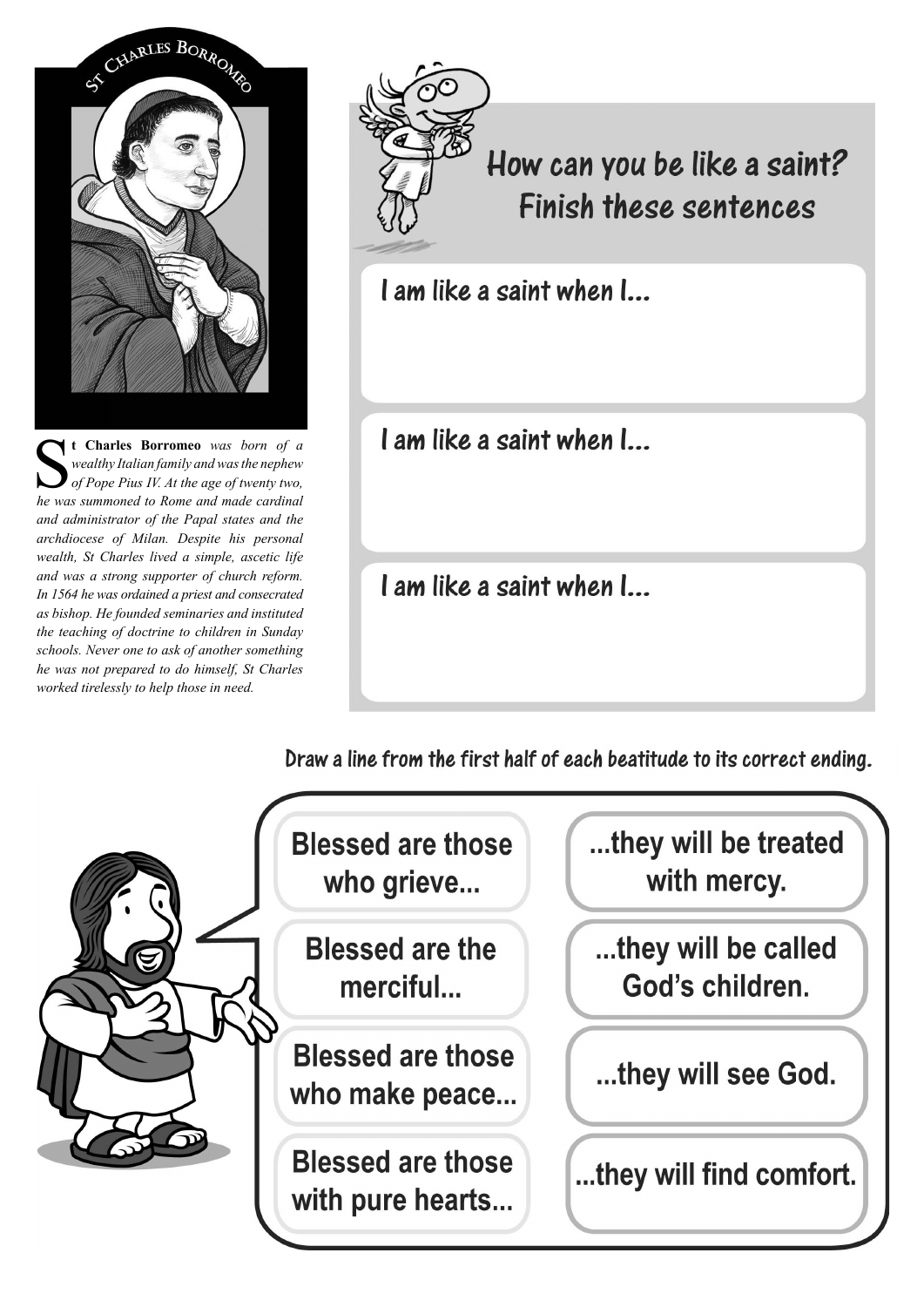# St Charles Borromeo

**St Charles Borromeo** *was born of a wealthy Italian family and was the nephew of Pope Pius IV. At the age of twenty two, he was summoned to Rome and made cardinal and administrator of the Papal states and the archdiocese of Milan. Despite his personal wealth, St Charles lived a simple, ascetic life and was a strong supporter of church reform. In 1564 he was ordained a priest and consecrated as bishop. He founded seminaries and instituted the teaching of doctrine to children in Sunday schools. Never one to ask of another something he was not prepared to do himself, St Charles worked tirelessly to help those in need.*

## How can you be like a saint? Finish these sentences

I am like a saint when I...

I am like a saint when I...

I am like a saint when I...

## Draw a line from the first half of each beatitude to its correct ending.

| | |
|---|---|
| Blessed are those who grieve... | ...they will be treated with mercy. |
| Blessed are the merciful... | ...they will be called God's children. |
| Blessed are those who make peace... | ...they will see God. |
| Blessed are those with pure hearts... | ...they will find comfort. |